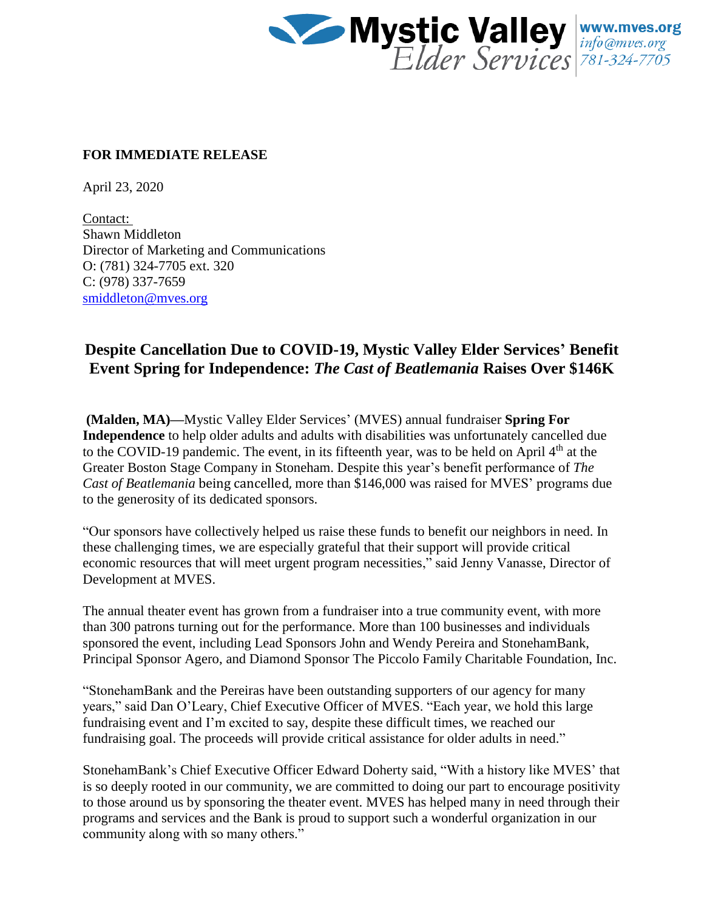Mystic Valley Elder Services | www.mves.org | info@mves.org | 781-324-7705

**FOR IMMEDIATE RELEASE**

April 23, 2020

Contact:
Shawn Middleton
Director of Marketing and Communications
O: (781) 324-7705 ext. 320
C: (978) 337-7659
smiddleton@mves.org

## Despite Cancellation Due to COVID-19, Mystic Valley Elder Services' Benefit Event Spring for Independence: *The Cast of Beatlemania* Raises Over $146K

**(Malden, MA)—**Mystic Valley Elder Services' (MVES) annual fundraiser **Spring For Independence** to help older adults and adults with disabilities was unfortunately cancelled due to the COVID-19 pandemic. The event, in its fifteenth year, was to be held on April 4th at the Greater Boston Stage Company in Stoneham. Despite this year's benefit performance of *The Cast of Beatlemania* being cancelled, more than $146,000 was raised for MVES' programs due to the generosity of its dedicated sponsors.

"Our sponsors have collectively helped us raise these funds to benefit our neighbors in need. In these challenging times, we are especially grateful that their support will provide critical economic resources that will meet urgent program necessities," said Jenny Vanasse, Director of Development at MVES.

The annual theater event has grown from a fundraiser into a true community event, with more than 300 patrons turning out for the performance. More than 100 businesses and individuals sponsored the event, including Lead Sponsors John and Wendy Pereira and StonehamBank, Principal Sponsor Agero, and Diamond Sponsor The Piccolo Family Charitable Foundation, Inc.

"StonehamBank and the Pereiras have been outstanding supporters of our agency for many years," said Dan O'Leary, Chief Executive Officer of MVES. "Each year, we hold this large fundraising event and I'm excited to say, despite these difficult times, we reached our fundraising goal. The proceeds will provide critical assistance for older adults in need."

StonehamBank's Chief Executive Officer Edward Doherty said, "With a history like MVES' that is so deeply rooted in our community, we are committed to doing our part to encourage positivity to those around us by sponsoring the theater event. MVES has helped many in need through their programs and services and the Bank is proud to support such a wonderful organization in our community along with so many others."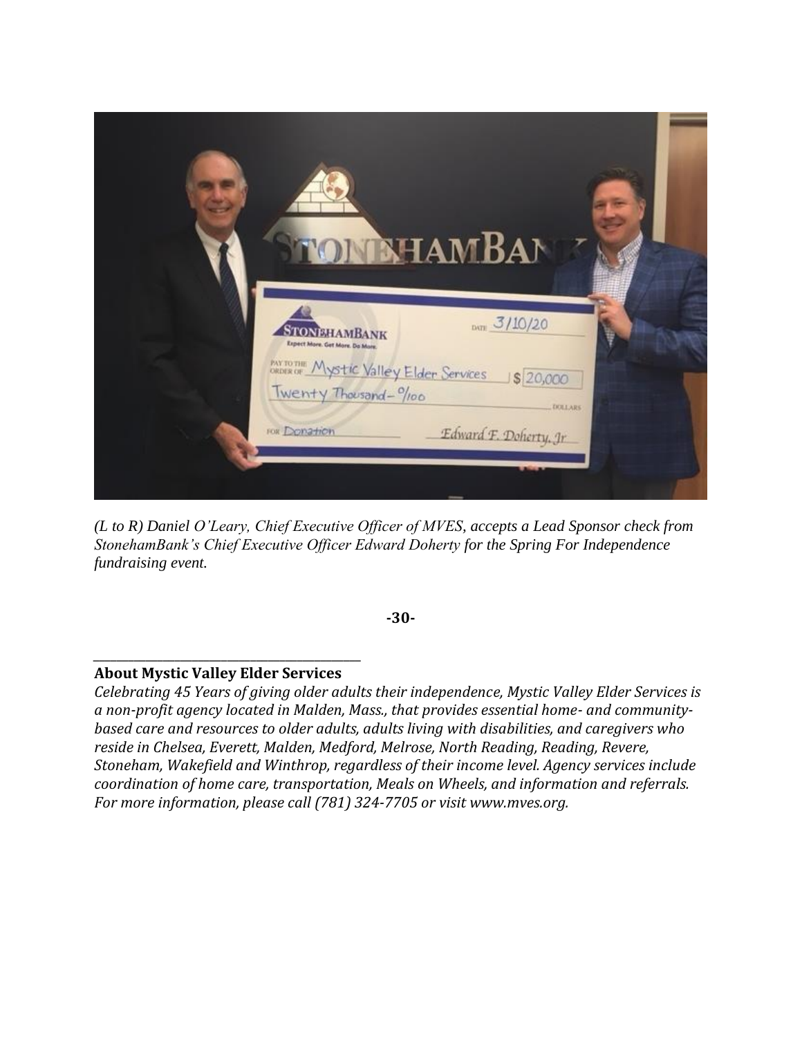*(L to R) Daniel O'Leary, Chief Executive Officer of MVES, accepts a Lead Sponsor check from StonehamBank's Chief Executive Officer Edward Doherty for the Spring For Independence fundraising event.*

**-30-**

---

**About Mystic Valley Elder Services**

*Celebrating 45 Years of giving older adults their independence, Mystic Valley Elder Services is a non-profit agency located in Malden, Mass., that provides essential home- and community-based care and resources to older adults, adults living with disabilities, and caregivers who reside in Chelsea, Everett, Malden, Medford, Melrose, North Reading, Reading, Revere, Stoneham, Wakefield and Winthrop, regardless of their income level. Agency services include coordination of home care, transportation, Meals on Wheels, and information and referrals. For more information, please call (781) 324-7705 or visit www.mves.org.*